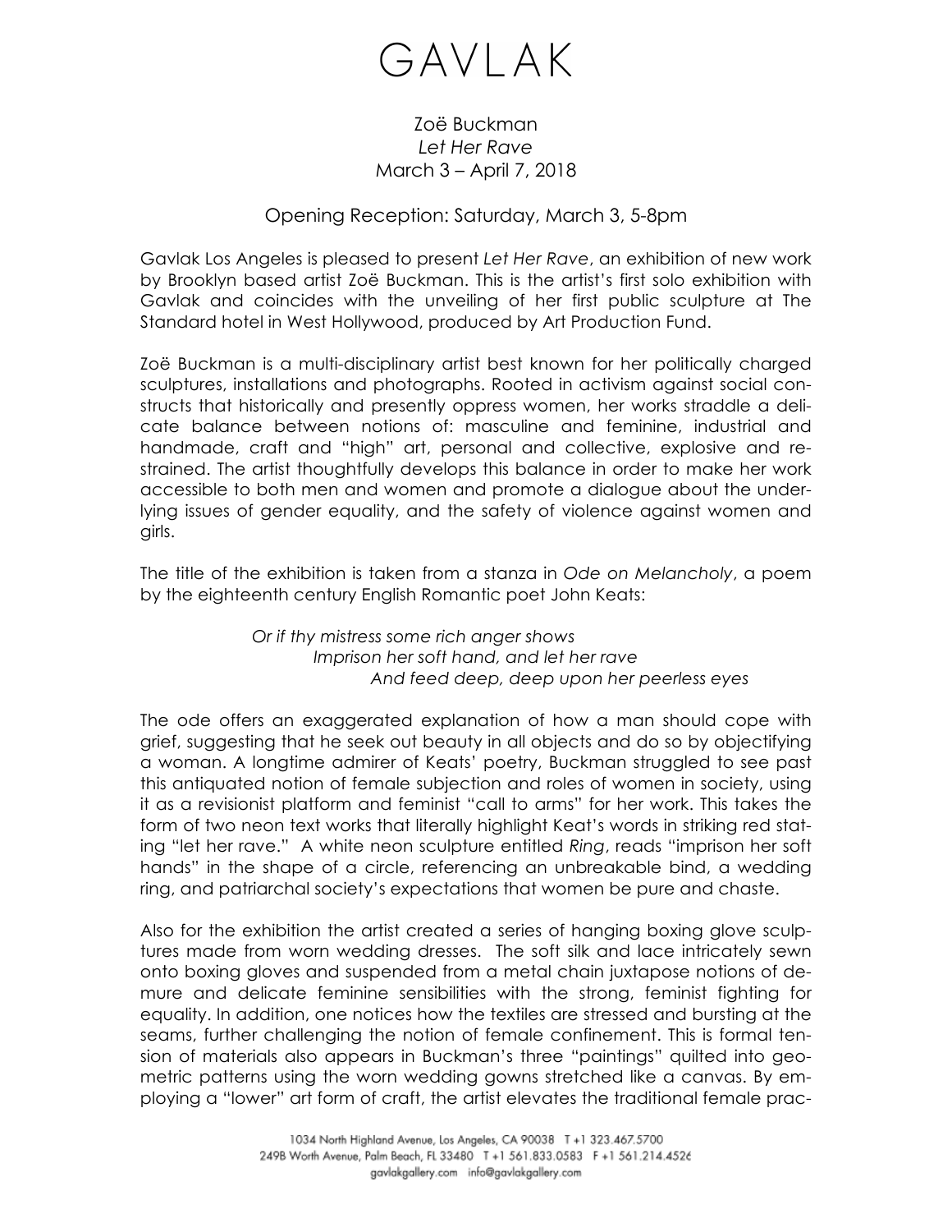# GAVLAK

Zoë Buckman
*Let Her Rave*
March 3 – April 7, 2018

Opening Reception: Saturday, March 3, 5-8pm

Gavlak Los Angeles is pleased to present *Let Her Rave*, an exhibition of new work by Brooklyn based artist Zoë Buckman. This is the artist's first solo exhibition with Gavlak and coincides with the unveiling of her first public sculpture at The Standard hotel in West Hollywood, produced by Art Production Fund.

Zoë Buckman is a multi-disciplinary artist best known for her politically charged sculptures, installations and photographs. Rooted in activism against social constructs that historically and presently oppress women, her works straddle a delicate balance between notions of: masculine and feminine, industrial and handmade, craft and "high" art, personal and collective, explosive and restrained. The artist thoughtfully develops this balance in order to make her work accessible to both men and women and promote a dialogue about the underlying issues of gender equality, and the safety of violence against women and girls.

The title of the exhibition is taken from a stanza in *Ode on Melancholy*, a poem by the eighteenth century English Romantic poet John Keats:

> *Or if thy mistress some rich anger shows*
> *Imprison her soft hand, and let her rave*
> *And feed deep, deep upon her peerless eyes*

The ode offers an exaggerated explanation of how a man should cope with grief, suggesting that he seek out beauty in all objects and do so by objectifying a woman. A longtime admirer of Keats' poetry, Buckman struggled to see past this antiquated notion of female subjection and roles of women in society, using it as a revisionist platform and feminist "call to arms" for her work. This takes the form of two neon text works that literally highlight Keat's words in striking red stating "let her rave." A white neon sculpture entitled *Ring*, reads "imprison her soft hands" in the shape of a circle, referencing an unbreakable bind, a wedding ring, and patriarchal society's expectations that women be pure and chaste.

Also for the exhibition the artist created a series of hanging boxing glove sculptures made from worn wedding dresses. The soft silk and lace intricately sewn onto boxing gloves and suspended from a metal chain juxtapose notions of demure and delicate feminine sensibilities with the strong, feminist fighting for equality. In addition, one notices how the textiles are stressed and bursting at the seams, further challenging the notion of female confinement. This is formal tension of materials also appears in Buckman's three "paintings" quilted into geometric patterns using the worn wedding gowns stretched like a canvas. By employing a "lower" art form of craft, the artist elevates the traditional female prac-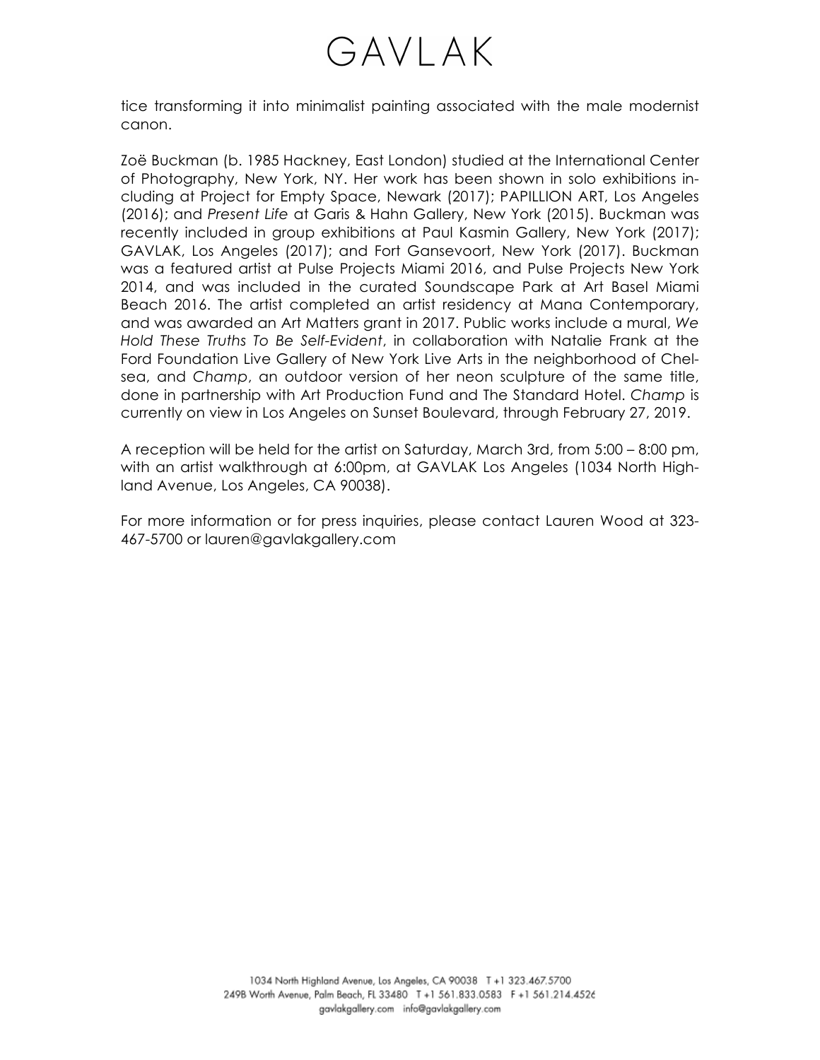tice transforming it into minimalist painting associated with the male modernist canon.

Zoë Buckman (b. 1985 Hackney, East London) studied at the International Center of Photography, New York, NY. Her work has been shown in solo exhibitions including at Project for Empty Space, Newark (2017); PAPILLION ART, Los Angeles (2016); and *Present Life* at Garis & Hahn Gallery, New York (2015). Buckman was recently included in group exhibitions at Paul Kasmin Gallery, New York (2017); GAVLAK, Los Angeles (2017); and Fort Gansevoort, New York (2017). Buckman was a featured artist at Pulse Projects Miami 2016, and Pulse Projects New York 2014, and was included in the curated Soundscape Park at Art Basel Miami Beach 2016. The artist completed an artist residency at Mana Contemporary, and was awarded an Art Matters grant in 2017. Public works include a mural, *We Hold These Truths To Be Self-Evident*, in collaboration with Natalie Frank at the Ford Foundation Live Gallery of New York Live Arts in the neighborhood of Chelsea, and *Champ*, an outdoor version of her neon sculpture of the same title, done in partnership with Art Production Fund and The Standard Hotel. *Champ* is currently on view in Los Angeles on Sunset Boulevard, through February 27, 2019.

A reception will be held for the artist on Saturday, March 3rd, from 5:00 – 8:00 pm, with an artist walkthrough at 6:00pm, at GAVLAK Los Angeles (1034 North Highland Avenue, Los Angeles, CA 90038).

For more information or for press inquiries, please contact Lauren Wood at 323-467-5700 or lauren@gavlakgallery.com